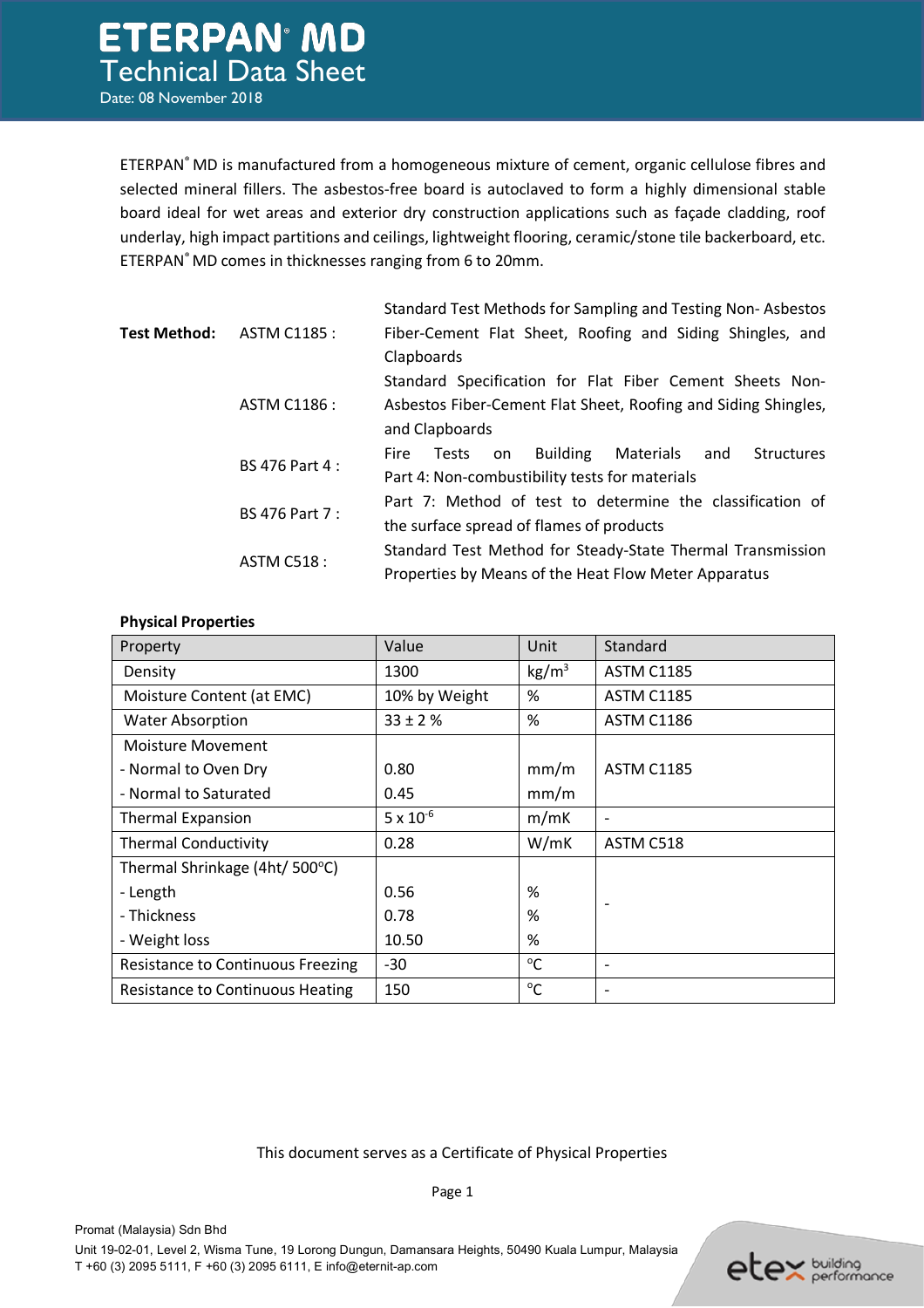# ETERPAN® MD

## Technical Data Sheet

Date: 08 November 2018

ETERPAN® MD is manufactured from a homogeneous mixture of cement, organic cellulose fibres and selected mineral fillers. The asbestos-free board is autoclaved to form a highly dimensional stable board ideal for wet areas and exterior dry construction applications such as façade cladding, roof underlay, high impact partitions and ceilings, lightweight flooring, ceramic/stone tile backerboard, etc. ETERPAN® MD comes in thicknesses ranging from 6 to 20mm.

| | | |
|---|---|---|
| **Test Method:** | ASTM C1185 : | Standard Test Methods for Sampling and Testing Non- Asbestos Fiber-Cement Flat Sheet, Roofing and Siding Shingles, and Clapboards |
| | ASTM C1186 : | Standard Specification for Flat Fiber Cement Sheets Non-Asbestos Fiber-Cement Flat Sheet, Roofing and Siding Shingles, and Clapboards |
| | BS 476 Part 4 : | Fire Tests on Building Materials and Structures Part 4: Non-combustibility tests for materials |
| | BS 476 Part 7 : | Part 7: Method of test to determine the classification of the surface spread of flames of products |
| | ASTM C518 : | Standard Test Method for Steady-State Thermal Transmission Properties by Means of the Heat Flow Meter Apparatus |

**Physical Properties**

| Property | Value | Unit | Standard |
|---|---|---|---|
| Density | 1300 | $kg/m^3$ | ASTM C1185 |
| Moisture Content (at EMC) | 10% by Weight | % | ASTM C1185 |
| Water Absorption | 33 ± 2 % | % | ASTM C1186 |
| Moisture Movement | | | ASTM C1185 |
| - Normal to Oven Dry | 0.80 | mm/m | |
| - Normal to Saturated | 0.45 | mm/m | |
| Thermal Expansion | $5 \times 10^{-6}$ | m/mK | - |
| Thermal Conductivity | 0.28 | W/mK | ASTM C518 |
| Thermal Shrinkage (4ht/ 500°C) | | | - |
| - Length | 0.56 | % | |
| - Thickness | 0.78 | % | |
| - Weight loss | 10.50 | % | |
| Resistance to Continuous Freezing | -30 | °C | - |
| Resistance to Continuous Heating | 150 | °C | - |

This document serves as a Certificate of Physical Properties

Promat (Malaysia) Sdn Bhd
Unit 19-02-01, Level 2, Wisma Tune, 19 Lorong Dungun, Damansara Heights, 50490 Kuala Lumpur, Malaysia
T +60 (3) 2095 5111, F +60 (3) 2095 6111, E info@eternit-ap.com

etex building performance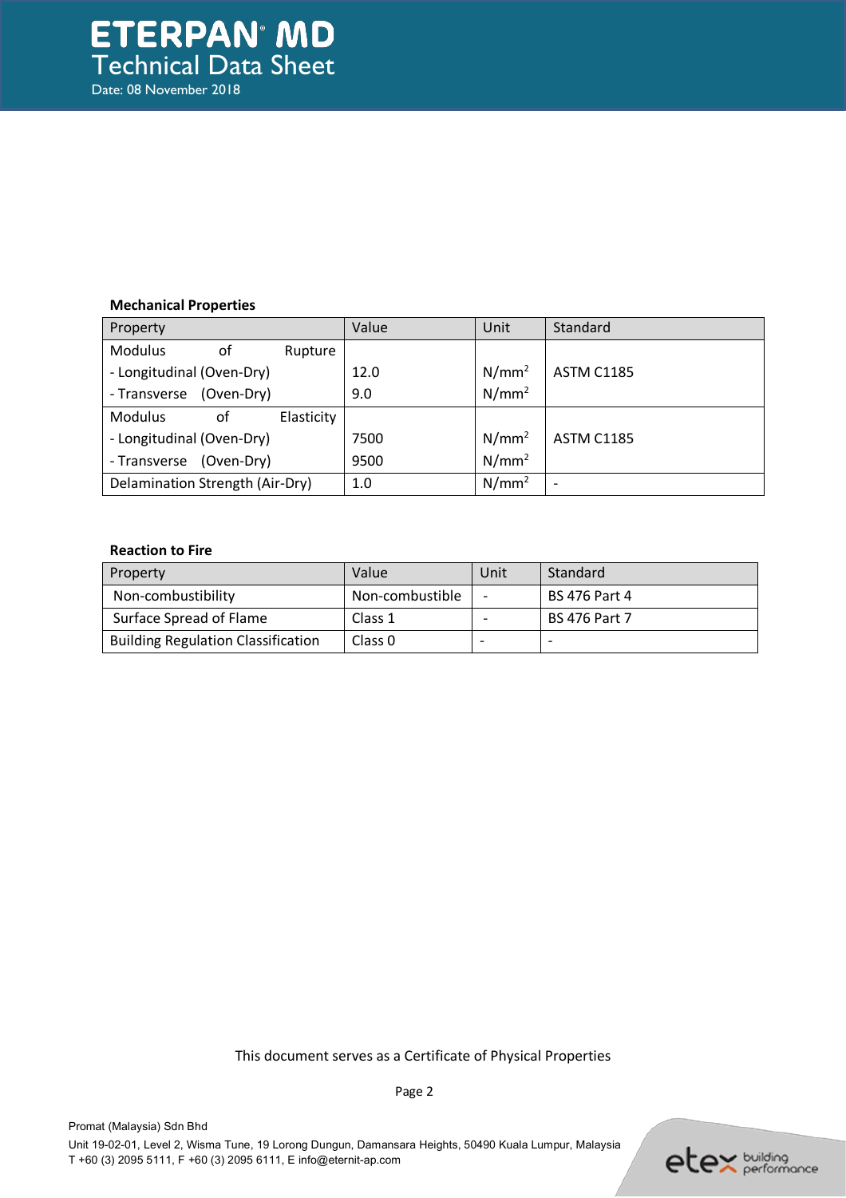**Mechanical Properties**

| Property | Value | Unit | Standard |
|---|---|---|---|
| Modulus of Rupture<br>- Longitudinal (Oven-Dry)<br>- Transverse (Oven-Dry) | <br>12.0<br>9.0 | <br>$N/mm^2$<br>$N/mm^2$ | ASTM C1185 |
| Modulus of Elasticity<br>- Longitudinal (Oven-Dry)<br>- Transverse (Oven-Dry) | <br>7500<br>9500 | <br>$N/mm^2$<br>$N/mm^2$ | ASTM C1185 |
| Delamination Strength (Air-Dry) | 1.0 | $N/mm^2$ | - |

**Reaction to Fire**

| Property | Value | Unit | Standard |
|---|---|---|---|
| Non-combustibility | Non-combustible | - | BS 476 Part 4 |
| Surface Spread of Flame | Class 1 | - | BS 476 Part 7 |
| Building Regulation Classification | Class 0 | - | - |

This document serves as a Certificate of Physical Properties

Promat (Malaysia) Sdn Bhd

Unit 19-02-01, Level 2, Wisma Tune, 19 Lorong Dungun, Damansara Heights, 50490 Kuala Lumpur, Malaysia
T +60 (3) 2095 5111, F +60 (3) 2095 6111, E info@eternit-ap.com